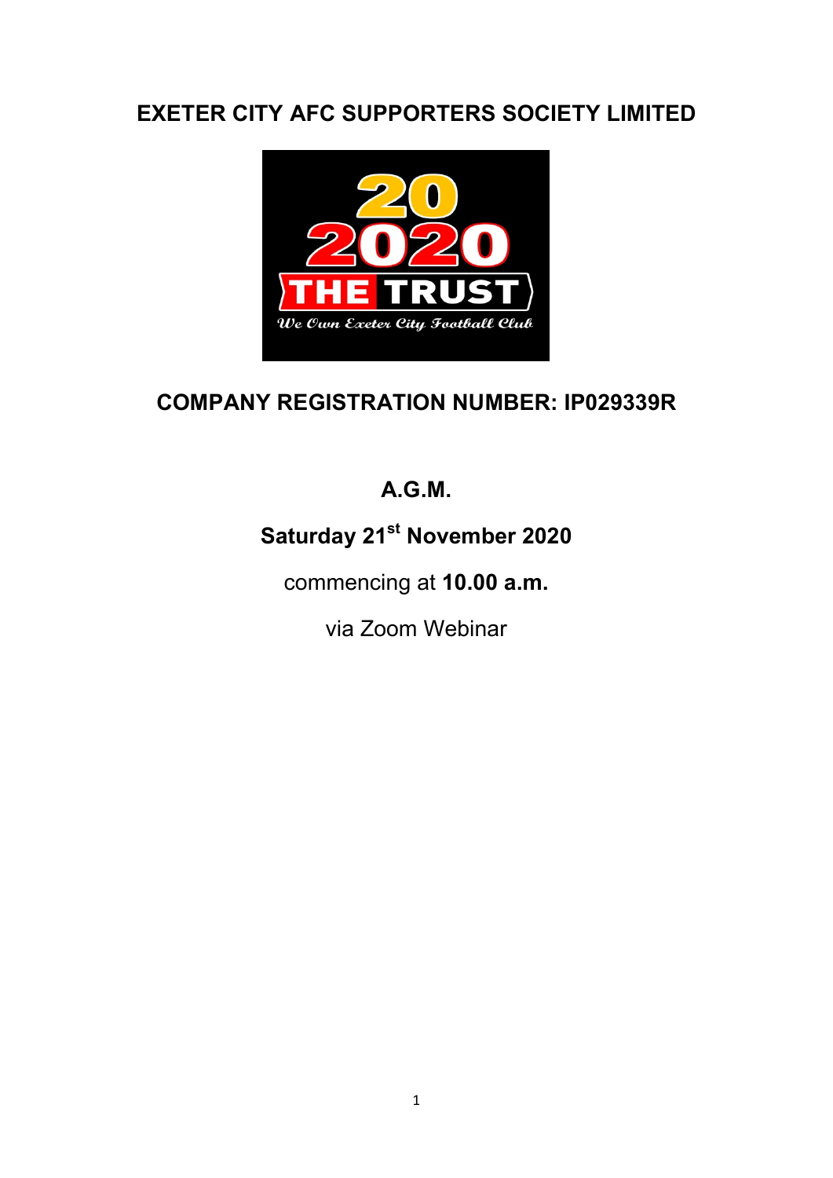# EXETER CITY AFC SUPPORTERS SOCIETY LIMITED

## COMPANY REGISTRATION NUMBER: IP029339R

## A.G.M.

## Saturday 21st November 2020

commencing at **10.00 a.m.**

via Zoom Webinar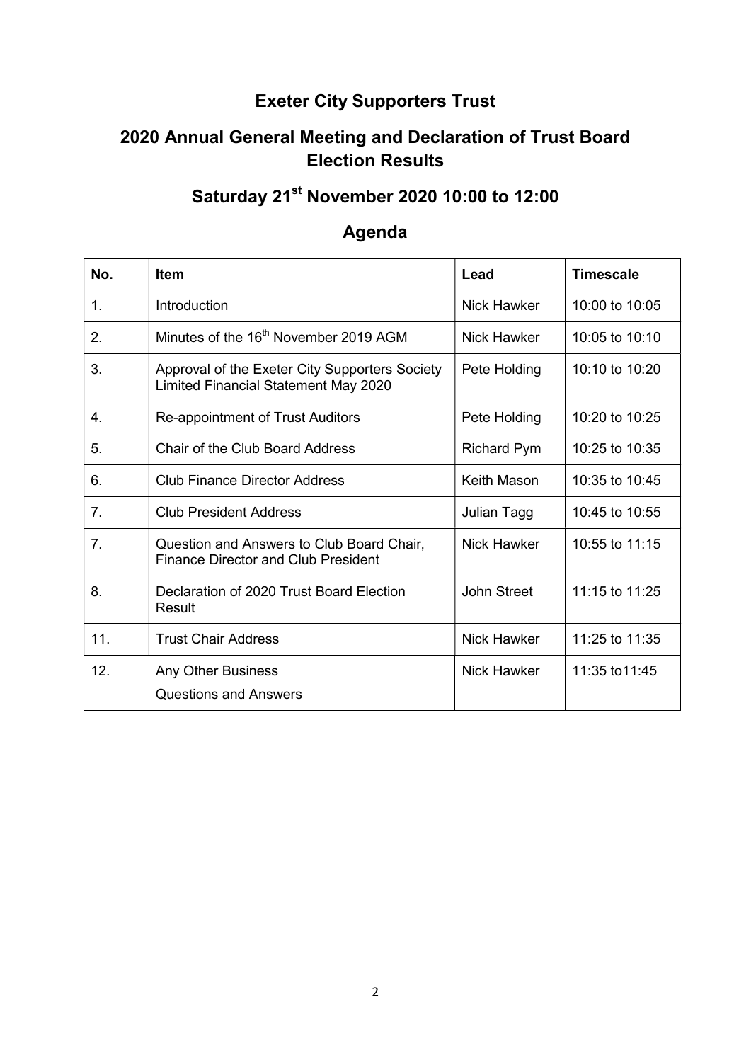# Exeter City Supporters Trust

## 2020 Annual General Meeting and Declaration of Trust Board Election Results

## Saturday 21st November 2020 10:00 to 12:00

## Agenda

| No. | Item | Lead | Timescale |
|---|---|---|---|
| 1. | Introduction | Nick Hawker | 10:00 to 10:05 |
| 2. | Minutes of the 16th November 2019 AGM | Nick Hawker | 10:05 to 10:10 |
| 3. | Approval of the Exeter City Supporters Society Limited Financial Statement May 2020 | Pete Holding | 10:10 to 10:20 |
| 4. | Re-appointment of Trust Auditors | Pete Holding | 10:20 to 10:25 |
| 5. | Chair of the Club Board Address | Richard Pym | 10:25 to 10:35 |
| 6. | Club Finance Director Address | Keith Mason | 10:35 to 10:45 |
| 7. | Club President Address | Julian Tagg | 10:45 to 10:55 |
| 7. | Question and Answers to Club Board Chair, Finance Director and Club President | Nick Hawker | 10:55 to 11:15 |
| 8. | Declaration of 2020 Trust Board Election Result | John Street | 11:15 to 11:25 |
| 11. | Trust Chair Address | Nick Hawker | 11:25 to 11:35 |
| 12. | Any Other Business<br>Questions and Answers | Nick Hawker | 11:35 to11:45 |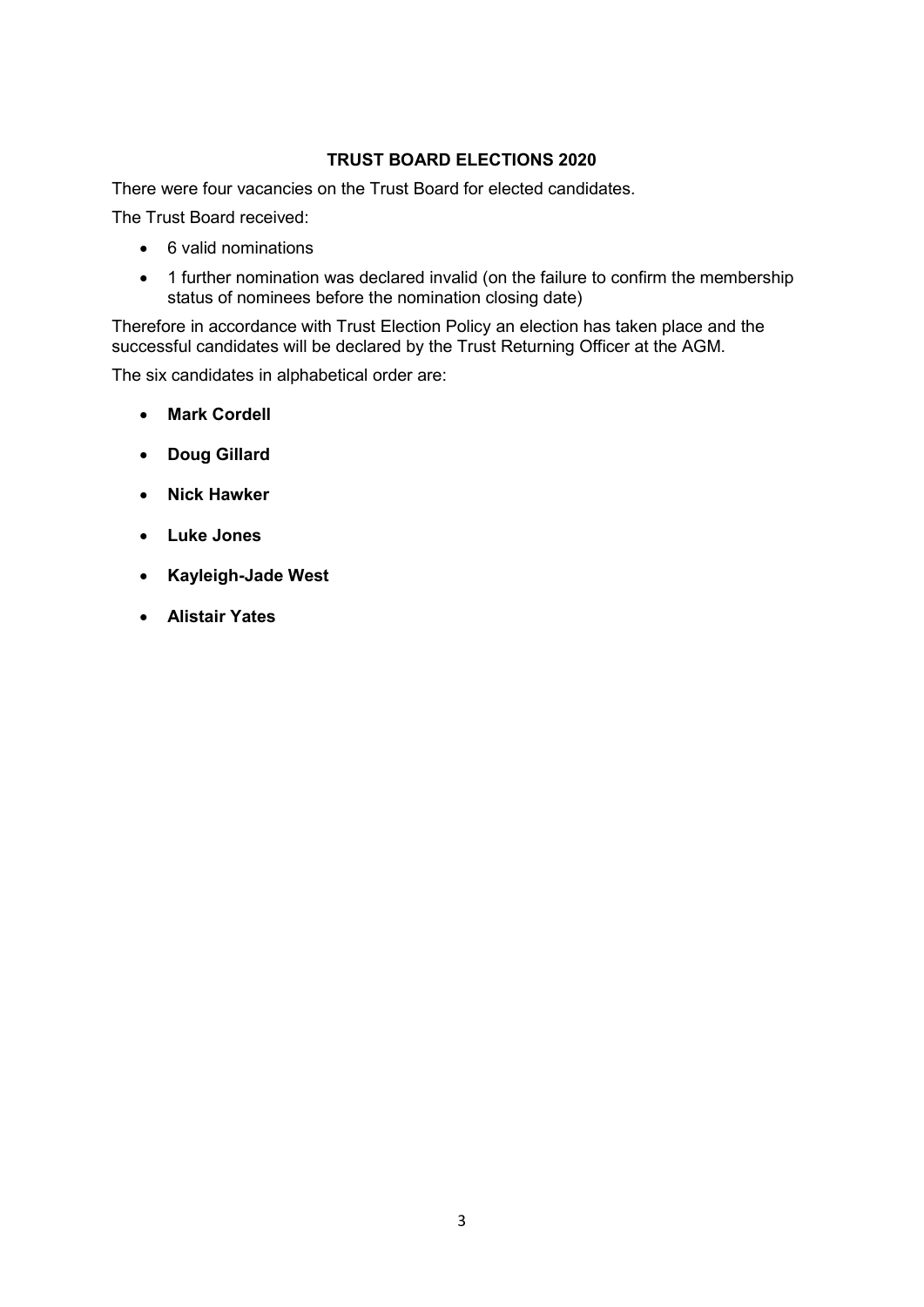## TRUST BOARD ELECTIONS 2020

There were four vacancies on the Trust Board for elected candidates.

The Trust Board received:

- 6 valid nominations
- 1 further nomination was declared invalid (on the failure to confirm the membership status of nominees before the nomination closing date)

Therefore in accordance with Trust Election Policy an election has taken place and the successful candidates will be declared by the Trust Returning Officer at the AGM.

The six candidates in alphabetical order are:

- **Mark Cordell**
- **Doug Gillard**
- **Nick Hawker**
- **Luke Jones**
- **Kayleigh-Jade West**
- **Alistair Yates**